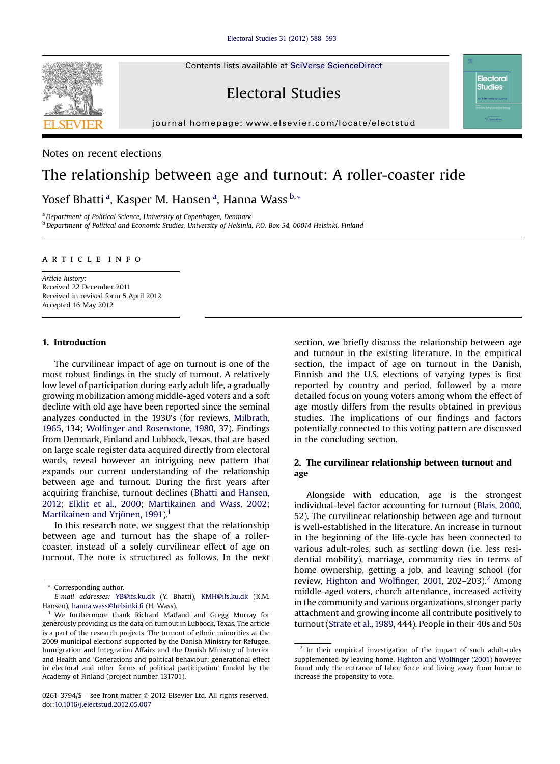Notes on recent elections

# The relationship between age and turnout: A roller-coaster ride

Yosef Bhatti [a], Kasper M. Hansen [a], Hanna Wass [b,*]

[a] Department of Political Science, University of Copenhagen, Denmark

[b] Department of Political and Economic Studies, University of Helsinki, P.O. Box 54, 00014 Helsinki, Finland

ARTICLE INFO

*Article history:*
Received 22 December 2011
Received in revised form 5 April 2012
Accepted 16 May 2012

## 1. Introduction

The curvilinear impact of age on turnout is one of the most robust findings in the study of turnout. A relatively low level of participation during early adult life, a gradually growing mobilization among middle-aged voters and a soft decline with old age have been reported since the seminal analyzes conducted in the 1930's (for reviews, Milbrath, 1965, 134; Wolfinger and Rosenstone, 1980, 37). Findings from Denmark, Finland and Lubbock, Texas, that are based on large scale register data acquired directly from electoral wards, reveal however an intriguing new pattern that expands our current understanding of the relationship between age and turnout. During the first years after acquiring franchise, turnout declines (Bhatti and Hansen, 2012; Elklit et al., 2000; Martikainen and Wass, 2002; Martikainen and Yrjönen, 1991).[1]

In this research note, we suggest that the relationship between age and turnout has the shape of a roller-coaster, instead of a solely curvilinear effect of age on turnout. The note is structured as follows. In the next section, we briefly discuss the relationship between age and turnout in the existing literature. In the empirical section, the impact of age on turnout in the Danish, Finnish and the U.S. elections of varying types is first reported by country and period, followed by a more detailed focus on young voters among whom the effect of age mostly differs from the results obtained in previous studies. The implications of our findings and factors potentially connected to this voting pattern are discussed in the concluding section.

## 2. The curvilinear relationship between turnout and age

Alongside with education, age is the strongest individual-level factor accounting for turnout (Blais, 2000, 52). The curvilinear relationship between age and turnout is well-established in the literature. An increase in turnout in the beginning of the life-cycle has been connected to various adult-roles, such as settling down (i.e. less residential mobility), marriage, community ties in terms of home ownership, getting a job, and leaving school (for review, Highton and Wolfinger, 2001, 202–203).[2] Among middle-aged voters, church attendance, increased activity in the community and various organizations, stronger party attachment and growing income all contribute positively to turnout (Strate et al., 1989, 444). People in their 40s and 50s

---

\* Corresponding author.
E-mail addresses: YB@ifs.ku.dk (Y. Bhatti), KMH@ifs.ku.dk (K.M. Hansen), hanna.wass@helsinki.fi (H. Wass).

[1] We furthermore thank Richard Matland and Gregg Murray for generously providing us the data on turnout in Lubbock, Texas. The article is a part of the research projects 'The turnout of ethnic minorities at the 2009 municipal elections' supported by the Danish Ministry for Refugee, Immigration and Integration Affairs and the Danish Ministry of Interior and Health and 'Generations and political behaviour: generational effect in electoral and other forms of political participation' funded by the Academy of Finland (project number 131701).

[2] In their empirical investigation of the impact of such adult-roles supplemented by leaving home, Highton and Wolfinger (2001) however found only the entrance of labor force and living away from home to increase the propensity to vote.

0261-3794/$ – see front matter © 2012 Elsevier Ltd. All rights reserved.
doi:10.1016/j.electstud.2012.05.007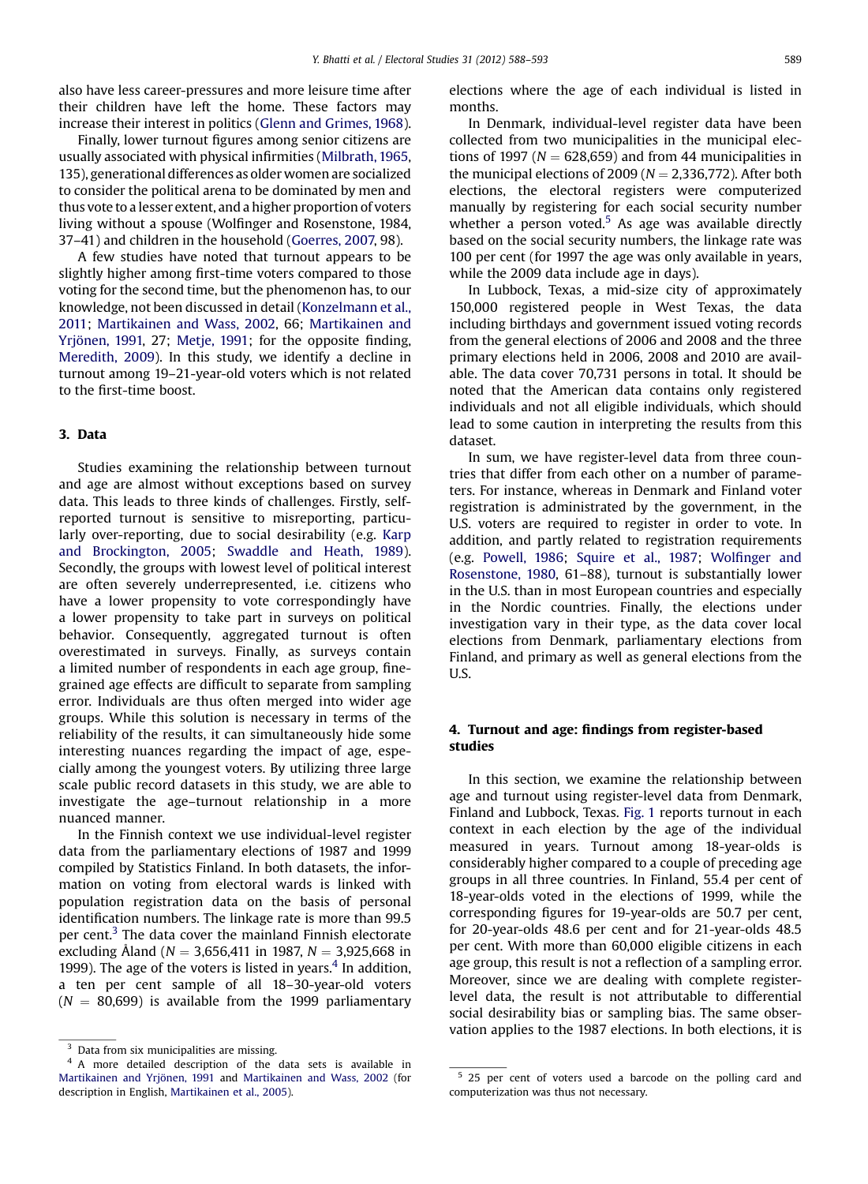also have less career-pressures and more leisure time after their children have left the home. These factors may increase their interest in politics (Glenn and Grimes, 1968).

Finally, lower turnout figures among senior citizens are usually associated with physical infirmities (Milbrath, 1965, 135), generational differences as older women are socialized to consider the political arena to be dominated by men and thus vote to a lesser extent, and a higher proportion of voters living without a spouse (Wolfinger and Rosenstone, 1984, 37–41) and children in the household (Goerres, 2007, 98).

A few studies have noted that turnout appears to be slightly higher among first-time voters compared to those voting for the second time, but the phenomenon has, to our knowledge, not been discussed in detail (Konzelmann et al., 2011; Martikainen and Wass, 2002, 66; Martikainen and Yrjönen, 1991, 27; Metje, 1991; for the opposite finding, Meredith, 2009). In this study, we identify a decline in turnout among 19–21-year-old voters which is not related to the first-time boost.

## 3. Data

Studies examining the relationship between turnout and age are almost without exceptions based on survey data. This leads to three kinds of challenges. Firstly, self-reported turnout is sensitive to misreporting, particularly over-reporting, due to social desirability (e.g. Karp and Brockington, 2005; Swaddle and Heath, 1989). Secondly, the groups with lowest level of political interest are often severely underrepresented, i.e. citizens who have a lower propensity to vote correspondingly have a lower propensity to take part in surveys on political behavior. Consequently, aggregated turnout is often overestimated in surveys. Finally, as surveys contain a limited number of respondents in each age group, fine-grained age effects are difficult to separate from sampling error. Individuals are thus often merged into wider age groups. While this solution is necessary in terms of the reliability of the results, it can simultaneously hide some interesting nuances regarding the impact of age, especially among the youngest voters. By utilizing three large scale public record datasets in this study, we are able to investigate the age–turnout relationship in a more nuanced manner.

In the Finnish context we use individual-level register data from the parliamentary elections of 1987 and 1999 compiled by Statistics Finland. In both datasets, the information on voting from electoral wards is linked with population registration data on the basis of personal identification numbers. The linkage rate is more than 99.5 per cent.[3] The data cover the mainland Finnish electorate excluding Åland ($N = 3,656,411$ in 1987, $N = 3,925,668$ in 1999). The age of the voters is listed in years.[4] In addition, a ten per cent sample of all 18–30-year-old voters ($N = 80,699$) is available from the 1999 parliamentary elections where the age of each individual is listed in months.

In Denmark, individual-level register data have been collected from two municipalities in the municipal elections of 1997 ($N = 628,659$) and from 44 municipalities in the municipal elections of 2009 ($N = 2,336,772$). After both elections, the electoral registers were computerized manually by registering for each social security number whether a person voted.[5] As age was available directly based on the social security numbers, the linkage rate was 100 per cent (for 1997 the age was only available in years, while the 2009 data include age in days).

In Lubbock, Texas, a mid-size city of approximately 150,000 registered people in West Texas, the data including birthdays and government issued voting records from the general elections of 2006 and 2008 and the three primary elections held in 2006, 2008 and 2010 are available. The data cover 70,731 persons in total. It should be noted that the American data contains only registered individuals and not all eligible individuals, which should lead to some caution in interpreting the results from this dataset.

In sum, we have register-level data from three countries that differ from each other on a number of parameters. For instance, whereas in Denmark and Finland voter registration is administrated by the government, in the U.S. voters are required to register in order to vote. In addition, and partly related to registration requirements (e.g. Powell, 1986; Squire et al., 1987; Wolfinger and Rosenstone, 1980, 61–88), turnout is substantially lower in the U.S. than in most European countries and especially in the Nordic countries. Finally, the elections under investigation vary in their type, as the data cover local elections from Denmark, parliamentary elections from Finland, and primary as well as general elections from the U.S.

## 4. Turnout and age: findings from register-based studies

In this section, we examine the relationship between age and turnout using register-level data from Denmark, Finland and Lubbock, Texas. Fig. 1 reports turnout in each context in each election by the age of the individual measured in years. Turnout among 18-year-olds is considerably higher compared to a couple of preceding age groups in all three countries. In Finland, 55.4 per cent of 18-year-olds voted in the elections of 1999, while the corresponding figures for 19-year-olds are 50.7 per cent, for 20-year-olds 48.6 per cent and for 21-year-olds 48.5 per cent. With more than 60,000 eligible citizens in each age group, this result is not a reflection of a sampling error. Moreover, since we are dealing with complete register-level data, the result is not attributable to differential social desirability bias or sampling bias. The same observation applies to the 1987 elections. In both elections, it is

[3] Data from six municipalities are missing.

[4] A more detailed description of the data sets is available in Martikainen and Yrjönen, 1991 and Martikainen and Wass, 2002 (for description in English, Martikainen et al., 2005).

[5] 25 per cent of voters used a barcode on the polling card and computerization was thus not necessary.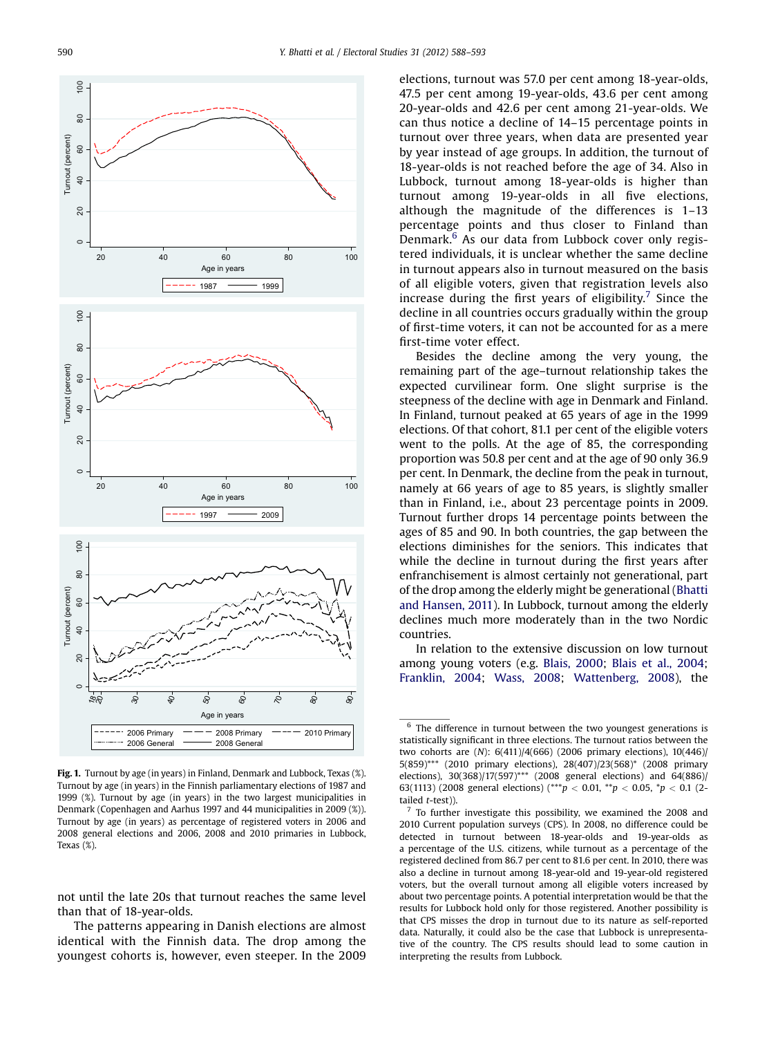**Fig. 1.** Turnout by age (in years) in Finland, Denmark and Lubbock, Texas (%). Turnout by age (in years) in the Finnish parliamentary elections of 1987 and 1999 (%). Turnout by age (in years) in the two largest municipalities in Denmark (Copenhagen and Aarhus 1997 and 44 municipalities in 2009 (%)). Turnout by age (in years) as percentage of registered voters in 2006 and 2008 general elections and 2006, 2008 and 2010 primaries in Lubbock, Texas (%).

not until the late 20s that turnout reaches the same level than that of 18-year-olds.

The patterns appearing in Danish elections are almost identical with the Finnish data. The drop among the youngest cohorts is, however, even steeper. In the 2009 elections, turnout was 57.0 per cent among 18-year-olds, 47.5 per cent among 19-year-olds, 43.6 per cent among 20-year-olds and 42.6 per cent among 21-year-olds. We can thus notice a decline of 14–15 percentage points in turnout over three years, when data are presented year by year instead of age groups. In addition, the turnout of 18-year-olds is not reached before the age of 34. Also in Lubbock, turnout among 18-year-olds is higher than turnout among 19-year-olds in all five elections, although the magnitude of the differences is 1–13 percentage points and thus closer to Finland than Denmark.[6] As our data from Lubbock cover only registered individuals, it is unclear whether the same decline in turnout appears also in turnout measured on the basis of all eligible voters, given that registration levels also increase during the first years of eligibility.[7] Since the decline in all countries occurs gradually within the group of first-time voters, it can not be accounted for as a mere first-time voter effect.

Besides the decline among the very young, the remaining part of the age–turnout relationship takes the expected curvilinear form. One slight surprise is the steepness of the decline with age in Denmark and Finland. In Finland, turnout peaked at 65 years of age in the 1999 elections. Of that cohort, 81.1 per cent of the eligible voters went to the polls. At the age of 85, the corresponding proportion was 50.8 per cent and at the age of 90 only 36.9 per cent. In Denmark, the decline from the peak in turnout, namely at 66 years of age to 85 years, is slightly smaller than in Finland, i.e., about 23 percentage points in 2009. Turnout further drops 14 percentage points between the ages of 85 and 90. In both countries, the gap between the elections diminishes for the seniors. This indicates that while the decline in turnout during the first years after enfranchisement is almost certainly not generational, part of the drop among the elderly might be generational (Bhatti and Hansen, 2011). In Lubbock, turnout among the elderly declines much more moderately than in the two Nordic countries.

In relation to the extensive discussion on low turnout among young voters (e.g. Blais, 2000; Blais et al., 2004; Franklin, 2004; Wass, 2008; Wattenberg, 2008), the

[6] The difference in turnout between the two youngest generations is statistically significant in three elections. The turnout ratios between the two cohorts are ($N$): 6(411)/4(666) (2006 primary elections), 10(446)/5(859)*** (2010 primary elections), 28(407)/23(568)* (2008 primary elections), 30(368)/17(597)*** (2008 general elections) and 64(886)/63(1113) (2008 general elections) (***$p < 0.01$, **$p < 0.05$, *$p < 0.1$ (2-tailed $t$-test)).

[7] To further investigate this possibility, we examined the 2008 and 2010 Current population surveys (CPS). In 2008, no difference could be detected in turnout between 18-year-olds and 19-year-olds as a percentage of the U.S. citizens, while turnout as a percentage of the registered declined from 86.7 per cent to 81.6 per cent. In 2010, there was also a decline in turnout among 18-year-old and 19-year-old registered voters, but the overall turnout among all eligible voters increased by about two percentage points. A potential interpretation would be that the results for Lubbock hold only for those registered. Another possibility is that CPS misses the drop in turnout due to its nature as self-reported data. Naturally, it could also be the case that Lubbock is unrepresentative of the country. The CPS results should lead to some caution in interpreting the results from Lubbock.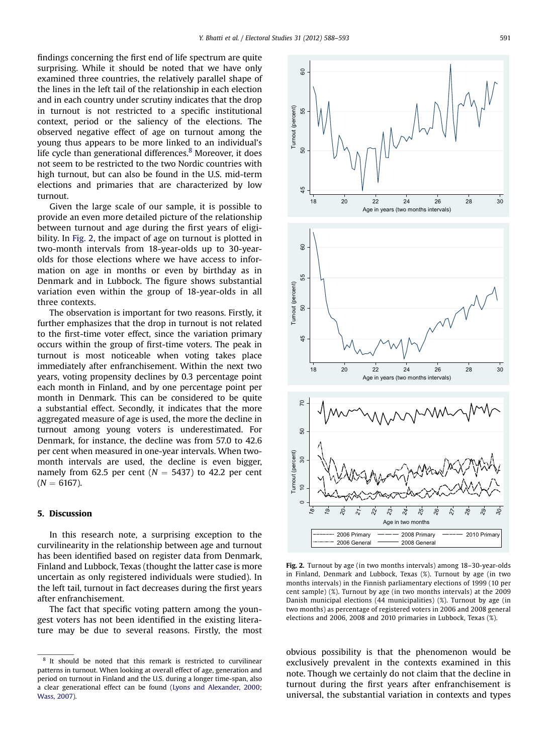findings concerning the first end of life spectrum are quite surprising. While it should be noted that we have only examined three countries, the relatively parallel shape of the lines in the left tail of the relationship in each election and in each country under scrutiny indicates that the drop in turnout is not restricted to a specific institutional context, period or the saliency of the elections. The observed negative effect of age on turnout among the young thus appears to be more linked to an individual's life cycle than generational differences.[8] Moreover, it does not seem to be restricted to the two Nordic countries with high turnout, but can also be found in the U.S. mid-term elections and primaries that are characterized by low turnout.

Given the large scale of our sample, it is possible to provide an even more detailed picture of the relationship between turnout and age during the first years of eligibility. In Fig. 2, the impact of age on turnout is plotted in two-month intervals from 18-year-olds up to 30-year-olds for those elections where we have access to information on age in months or even by birthday as in Denmark and in Lubbock. The figure shows substantial variation even within the group of 18-year-olds in all three contexts.

The observation is important for two reasons. Firstly, it further emphasizes that the drop in turnout is not related to the first-time voter effect, since the variation primary occurs within the group of first-time voters. The peak in turnout is most noticeable when voting takes place immediately after enfranchisement. Within the next two years, voting propensity declines by 0.3 percentage point each month in Finland, and by one percentage point per month in Denmark. This can be considered to be quite a substantial effect. Secondly, it indicates that the more aggregated measure of age is used, the more the decline in turnout among young voters is underestimated. For Denmark, for instance, the decline was from 57.0 to 42.6 per cent when measured in one-year intervals. When two-month intervals are used, the decline is even bigger, namely from 62.5 per cent ($N = 5437$) to 42.2 per cent ($N = 6167$).

**Fig. 2.** Turnout by age (in two months intervals) among 18–30-year-olds in Finland, Denmark and Lubbock, Texas (%). Turnout by age (in two months intervals) in the Finnish parliamentary elections of 1999 (10 per cent sample) (%). Turnout by age (in two months intervals) at the 2009 Danish municipal elections (44 municipalities) (%). Turnout by age (in two months) as percentage of registered voters in 2006 and 2008 general elections and 2006, 2008 and 2010 primaries in Lubbock, Texas (%).

## 5. Discussion

In this research note, a surprising exception to the curvilinearity in the relationship between age and turnout has been identified based on register data from Denmark, Finland and Lubbock, Texas (thought the latter case is more uncertain as only registered individuals were studied). In the left tail, turnout in fact decreases during the first years after enfranchisement.

The fact that specific voting pattern among the youngest voters has not been identified in the existing literature may be due to several reasons. Firstly, the most obvious possibility is that the phenomenon would be exclusively prevalent in the contexts examined in this note. Though we certainly do not claim that the decline in turnout during the first years after enfranchisement is universal, the substantial variation in contexts and types

[8] It should be noted that this remark is restricted to curvilinear patterns in turnout. When looking at overall effect of age, generation and period on turnout in Finland and the U.S. during a longer time-span, also a clear generational effect can be found (Lyons and Alexander, 2000; Wass, 2007).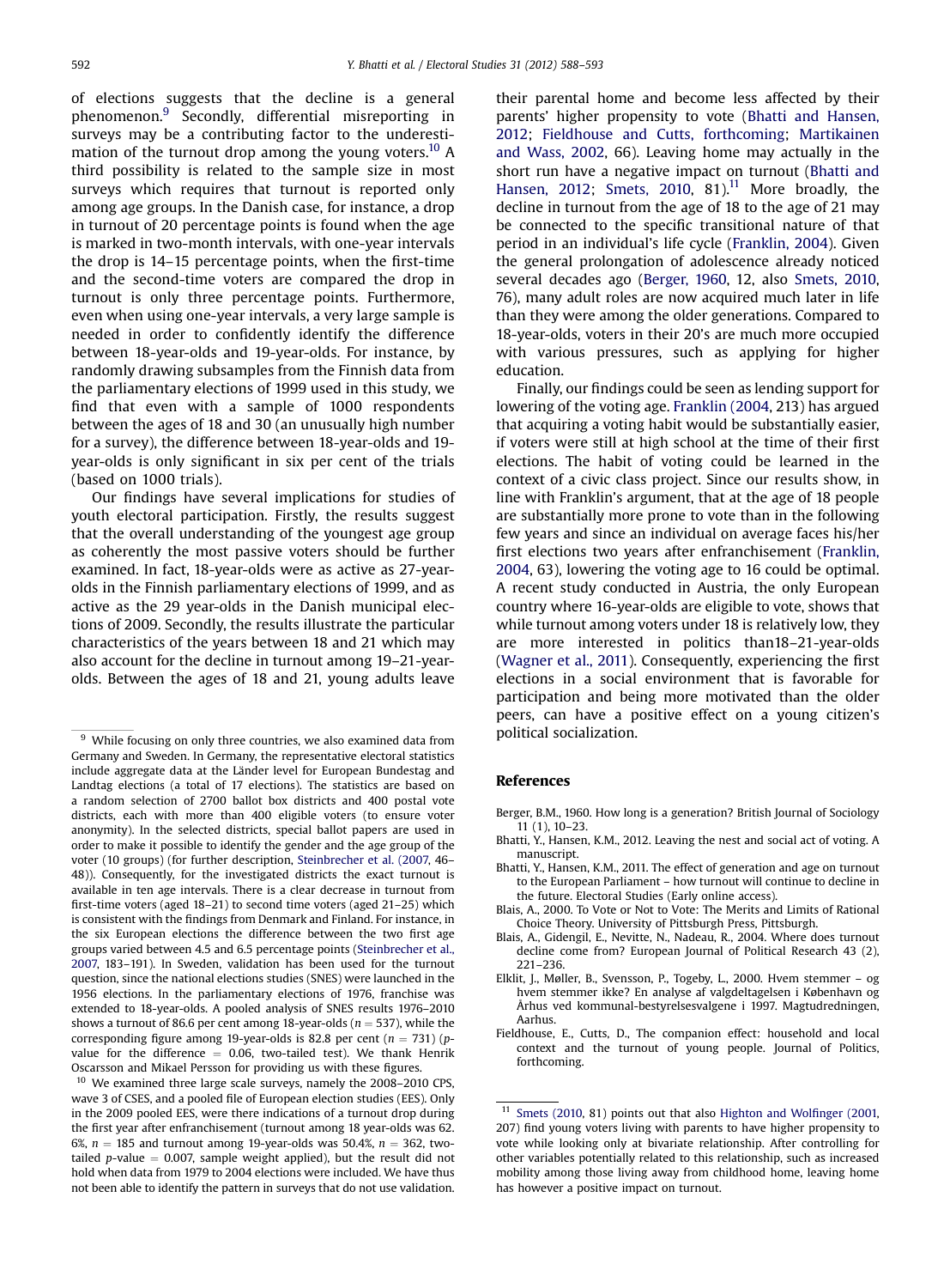of elections suggests that the decline is a general phenomenon.[9] Secondly, differential misreporting in surveys may be a contributing factor to the underestimation of the turnout drop among the young voters.[10] A third possibility is related to the sample size in most surveys which requires that turnout is reported only among age groups. In the Danish case, for instance, a drop in turnout of 20 percentage points is found when the age is marked in two-month intervals, with one-year intervals the drop is 14–15 percentage points, when the first-time and the second-time voters are compared the drop in turnout is only three percentage points. Furthermore, even when using one-year intervals, a very large sample is needed in order to confidently identify the difference between 18-year-olds and 19-year-olds. For instance, by randomly drawing subsamples from the Finnish data from the parliamentary elections of 1999 used in this study, we find that even with a sample of 1000 respondents between the ages of 18 and 30 (an unusually high number for a survey), the difference between 18-year-olds and 19-year-olds is only significant in six per cent of the trials (based on 1000 trials).

Our findings have several implications for studies of youth electoral participation. Firstly, the results suggest that the overall understanding of the youngest age group as coherently the most passive voters should be further examined. In fact, 18-year-olds were as active as 27-year-olds in the Finnish parliamentary elections of 1999, and as active as the 29 year-olds in the Danish municipal elections of 2009. Secondly, the results illustrate the particular characteristics of the years between 18 and 21 which may also account for the decline in turnout among 19–21-year-olds. Between the ages of 18 and 21, young adults leave their parental home and become less affected by their parents' higher propensity to vote (Bhatti and Hansen, 2012; Fieldhouse and Cutts, forthcoming; Martikainen and Wass, 2002, 66). Leaving home may actually in the short run have a negative impact on turnout (Bhatti and Hansen, 2012; Smets, 2010, 81).[11] More broadly, the decline in turnout from the age of 18 to the age of 21 may be connected to the specific transitional nature of that period in an individual's life cycle (Franklin, 2004). Given the general prolongation of adolescence already noticed several decades ago (Berger, 1960, 12, also Smets, 2010, 76), many adult roles are now acquired much later in life than they were among the older generations. Compared to 18-year-olds, voters in their 20's are much more occupied with various pressures, such as applying for higher education.

Finally, our findings could be seen as lending support for lowering of the voting age. Franklin (2004, 213) has argued that acquiring a voting habit would be substantially easier, if voters were still at high school at the time of their first elections. The habit of voting could be learned in the context of a civic class project. Since our results show, in line with Franklin's argument, that at the age of 18 people are substantially more prone to vote than in the following few years and since an individual on average faces his/her first elections two years after enfranchisement (Franklin, 2004, 63), lowering the voting age to 16 could be optimal. A recent study conducted in Austria, the only European country where 16-year-olds are eligible to vote, shows that while turnout among voters under 18 is relatively low, they are more interested in politics than18–21-year-olds (Wagner et al., 2011). Consequently, experiencing the first elections in a social environment that is favorable for participation and being more motivated than the older peers, can have a positive effect on a young citizen's political socialization.

## References

Berger, B.M., 1960. How long is a generation? British Journal of Sociology 11 (1), 10–23.

Bhatti, Y., Hansen, K.M., 2012. Leaving the nest and social act of voting. A manuscript.

Bhatti, Y., Hansen, K.M., 2011. The effect of generation and age on turnout to the European Parliament – how turnout will continue to decline in the future. Electoral Studies (Early online access).

Blais, A., 2000. To Vote or Not to Vote: The Merits and Limits of Rational Choice Theory. University of Pittsburgh Press, Pittsburgh.

Blais, A., Gidengil, E., Nevitte, N., Nadeau, R., 2004. Where does turnout decline come from? European Journal of Political Research 43 (2), 221–236.

Elklit, J., Møller, B., Svensson, P., Togeby, L., 2000. Hvem stemmer – og hvem stemmer ikke? En analyse af valgdeltagelsen i København og Århus ved kommunal-bestyrelsesvalgene i 1997. Magtudredningen, Aarhus.

Fieldhouse, E., Cutts, D., The companion effect: household and local context and the turnout of young people. Journal of Politics, forthcoming.

---

[9] While focusing on only three countries, we also examined data from Germany and Sweden. In Germany, the representative electoral statistics include aggregate data at the Länder level for European Bundestag and Landtag elections (a total of 17 elections). The statistics are based on a random selection of 2700 ballot box districts and 400 postal vote districts, each with more than 400 eligible voters (to ensure voter anonymity). In the selected districts, special ballot papers are used in order to make it possible to identify the gender and the age group of the voter (10 groups) (for further description, Steinbrecher et al. (2007, 46–48)). Consequently, for the investigated districts the exact turnout is available in ten age intervals. There is a clear decrease in turnout from first-time voters (aged 18–21) to second time voters (aged 21–25) which is consistent with the findings from Denmark and Finland. For instance, in the six European elections the difference between the two first age groups varied between 4.5 and 6.5 percentage points (Steinbrecher et al., 2007, 183–191). In Sweden, validation has been used for the turnout question, since the national elections studies (SNES) were launched in the 1956 elections. In the parliamentary elections of 1976, franchise was extended to 18-year-olds. A pooled analysis of SNES results 1976–2010 shows a turnout of 86.6 per cent among 18-year-olds ($n = 537$), while the corresponding figure among 19-year-olds is 82.8 per cent ($n = 731$) ($p$-value for the difference $= 0.06$, two-tailed test). We thank Henrik Oscarsson and Mikael Persson for providing us with these figures.

[10] We examined three large scale surveys, namely the 2008–2010 CPS, wave 3 of CSES, and a pooled file of European election studies (EES). Only in the 2009 pooled EES, were there indications of a turnout drop during the first year after enfranchisement (turnout among 18 year-olds was 62.6%, $n = 185$ and turnout among 19-year-olds was 50.4%, $n = 362$, two-tailed $p$-value $= 0.007$, sample weight applied), but the result did not hold when data from 1979 to 2004 elections were included. We have thus not been able to identify the pattern in surveys that do not use validation.

[11] Smets (2010, 81) points out that also Highton and Wolfinger (2001, 207) find young voters living with parents to have higher propensity to vote while looking only at bivariate relationship. After controlling for other variables potentially related to this relationship, such as increased mobility among those living away from childhood home, leaving home has however a positive impact on turnout.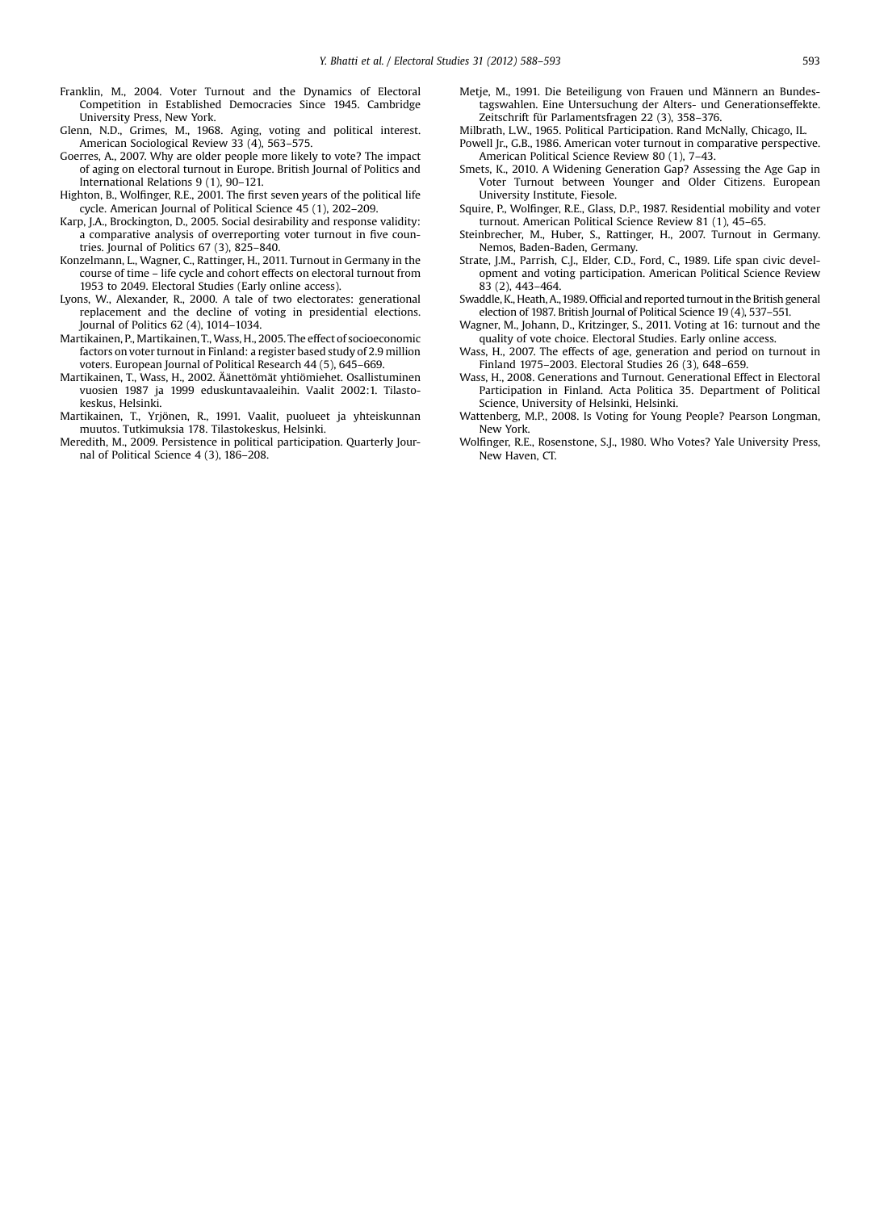Franklin, M., 2004. Voter Turnout and the Dynamics of Electoral Competition in Established Democracies Since 1945. Cambridge University Press, New York.

Glenn, N.D., Grimes, M., 1968. Aging, voting and political interest. American Sociological Review 33 (4), 563–575.

Goerres, A., 2007. Why are older people more likely to vote? The impact of aging on electoral turnout in Europe. British Journal of Politics and International Relations 9 (1), 90–121.

Highton, B., Wolfinger, R.E., 2001. The first seven years of the political life cycle. American Journal of Political Science 45 (1), 202–209.

Karp, J.A., Brockington, D., 2005. Social desirability and response validity: a comparative analysis of overreporting voter turnout in five countries. Journal of Politics 67 (3), 825–840.

Konzelmann, L., Wagner, C., Rattinger, H., 2011. Turnout in Germany in the course of time – life cycle and cohort effects on electoral turnout from 1953 to 2049. Electoral Studies (Early online access).

Lyons, W., Alexander, R., 2000. A tale of two electorates: generational replacement and the decline of voting in presidential elections. Journal of Politics 62 (4), 1014–1034.

Martikainen, P., Martikainen, T., Wass, H., 2005. The effect of socioeconomic factors on voter turnout in Finland: a register based study of 2.9 million voters. European Journal of Political Research 44 (5), 645–669.

Martikainen, T., Wass, H., 2002. Äänettömät yhtiömiehet. Osallistuminen vuosien 1987 ja 1999 eduskuntavaaleihin. Vaalit 2002:1. Tilastokeskus, Helsinki.

Martikainen, T., Yrjönen, R., 1991. Vaalit, puolueet ja yhteiskunnan muutos. Tutkimuksia 178. Tilastokeskus, Helsinki.

Meredith, M., 2009. Persistence in political participation. Quarterly Journal of Political Science 4 (3), 186–208.

Metje, M., 1991. Die Beteiligung von Frauen und Männern an Bundestagswahlen. Eine Untersuchung der Alters- und Generationseffekte. Zeitschrift für Parlamentsfragen 22 (3), 358–376.

Milbrath, L.W., 1965. Political Participation. Rand McNally, Chicago, IL.

Powell Jr., G.B., 1986. American voter turnout in comparative perspective. American Political Science Review 80 (1), 7–43.

Smets, K., 2010. A Widening Generation Gap? Assessing the Age Gap in Voter Turnout between Younger and Older Citizens. European University Institute, Fiesole.

Squire, P., Wolfinger, R.E., Glass, D.P., 1987. Residential mobility and voter turnout. American Political Science Review 81 (1), 45–65.

Steinbrecher, M., Huber, S., Rattinger, H., 2007. Turnout in Germany. Nemos, Baden-Baden, Germany.

Strate, J.M., Parrish, C.J., Elder, C.D., Ford, C., 1989. Life span civic development and voting participation. American Political Science Review 83 (2), 443–464.

Swaddle, K., Heath, A., 1989. Official and reported turnout in the British general election of 1987. British Journal of Political Science 19 (4), 537–551.

Wagner, M., Johann, D., Kritzinger, S., 2011. Voting at 16: turnout and the quality of vote choice. Electoral Studies. Early online access.

Wass, H., 2007. The effects of age, generation and period on turnout in Finland 1975–2003. Electoral Studies 26 (3), 648–659.

Wass, H., 2008. Generations and Turnout. Generational Effect in Electoral Participation in Finland. Acta Politica 35. Department of Political Science, University of Helsinki, Helsinki.

Wattenberg, M.P., 2008. Is Voting for Young People? Pearson Longman, New York.

Wolfinger, R.E., Rosenstone, S.J., 1980. Who Votes? Yale University Press, New Haven, CT.